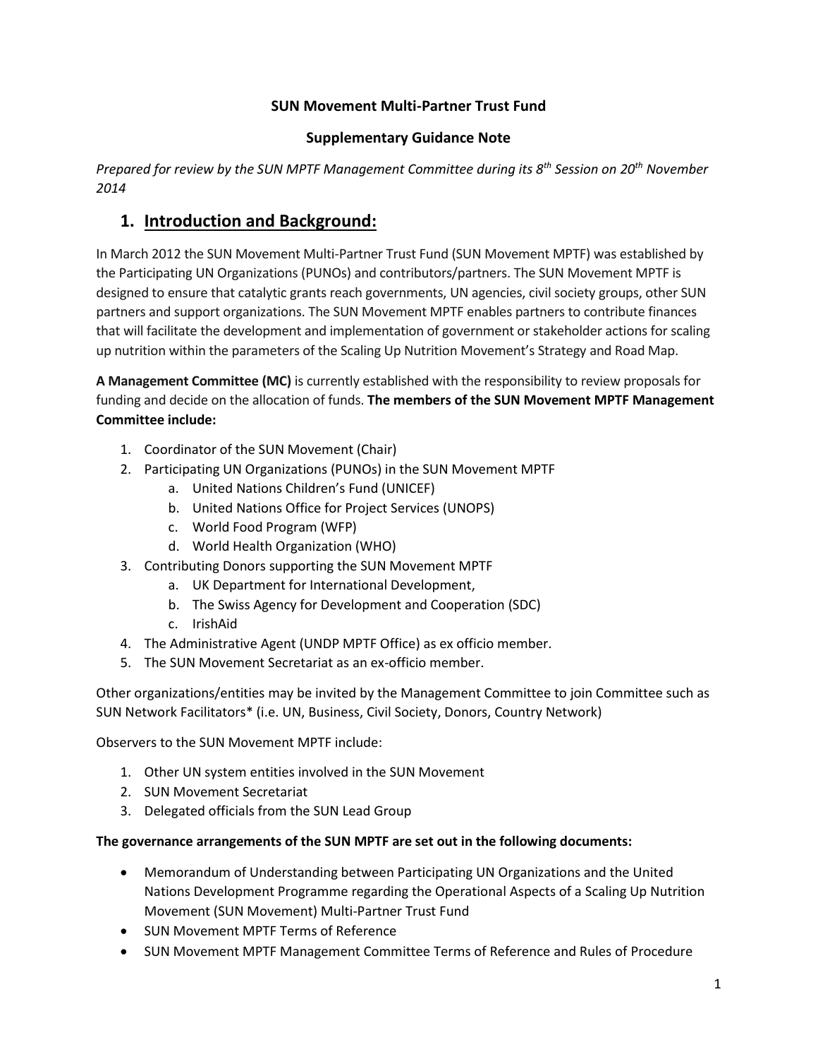**SUN Movement Multi-Partner Trust Fund**

**Supplementary Guidance Note**

*Prepared for review by the SUN MPTF Management Committee during its 8th Session on 20th November 2014*

# 1. Introduction and Background:

In March 2012 the SUN Movement Multi-Partner Trust Fund (SUN Movement MPTF) was established by the Participating UN Organizations (PUNOs) and contributors/partners. The SUN Movement MPTF is designed to ensure that catalytic grants reach governments, UN agencies, civil society groups, other SUN partners and support organizations. The SUN Movement MPTF enables partners to contribute finances that will facilitate the development and implementation of government or stakeholder actions for scaling up nutrition within the parameters of the Scaling Up Nutrition Movement's Strategy and Road Map.

**A Management Committee (MC)** is currently established with the responsibility to review proposals for funding and decide on the allocation of funds. **The members of the SUN Movement MPTF Management Committee include:**

1. Coordinator of the SUN Movement (Chair)
2. Participating UN Organizations (PUNOs) in the SUN Movement MPTF
    a. United Nations Children's Fund (UNICEF)
    b. United Nations Office for Project Services (UNOPS)
    c. World Food Program (WFP)
    d. World Health Organization (WHO)
3. Contributing Donors supporting the SUN Movement MPTF
    a. UK Department for International Development,
    b. The Swiss Agency for Development and Cooperation (SDC)
    c. IrishAid
4. The Administrative Agent (UNDP MPTF Office) as ex officio member.
5. The SUN Movement Secretariat as an ex-officio member.

Other organizations/entities may be invited by the Management Committee to join Committee such as SUN Network Facilitators* (i.e. UN, Business, Civil Society, Donors, Country Network)

Observers to the SUN Movement MPTF include:

1. Other UN system entities involved in the SUN Movement
2. SUN Movement Secretariat
3. Delegated officials from the SUN Lead Group

**The governance arrangements of the SUN MPTF are set out in the following documents:**

- Memorandum of Understanding between Participating UN Organizations and the United Nations Development Programme regarding the Operational Aspects of a Scaling Up Nutrition Movement (SUN Movement) Multi-Partner Trust Fund
- SUN Movement MPTF Terms of Reference
- SUN Movement MPTF Management Committee Terms of Reference and Rules of Procedure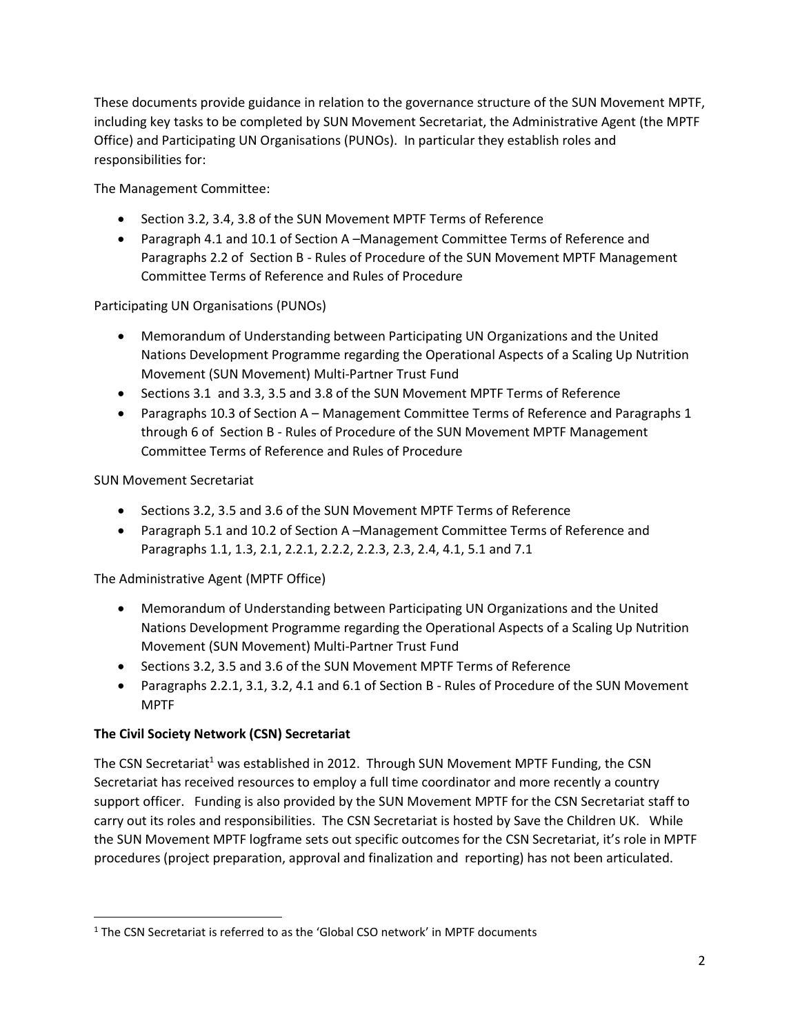These documents provide guidance in relation to the governance structure of the SUN Movement MPTF, including key tasks to be completed by SUN Movement Secretariat, the Administrative Agent (the MPTF Office) and Participating UN Organisations (PUNOs). In particular they establish roles and responsibilities for:

The Management Committee:

- Section 3.2, 3.4, 3.8 of the SUN Movement MPTF Terms of Reference
- Paragraph 4.1 and 10.1 of Section A –Management Committee Terms of Reference and Paragraphs 2.2 of Section B - Rules of Procedure of the SUN Movement MPTF Management Committee Terms of Reference and Rules of Procedure

Participating UN Organisations (PUNOs)

- Memorandum of Understanding between Participating UN Organizations and the United Nations Development Programme regarding the Operational Aspects of a Scaling Up Nutrition Movement (SUN Movement) Multi-Partner Trust Fund
- Sections 3.1 and 3.3, 3.5 and 3.8 of the SUN Movement MPTF Terms of Reference
- Paragraphs 10.3 of Section A – Management Committee Terms of Reference and Paragraphs 1 through 6 of Section B - Rules of Procedure of the SUN Movement MPTF Management Committee Terms of Reference and Rules of Procedure

SUN Movement Secretariat

- Sections 3.2, 3.5 and 3.6 of the SUN Movement MPTF Terms of Reference
- Paragraph 5.1 and 10.2 of Section A –Management Committee Terms of Reference and Paragraphs 1.1, 1.3, 2.1, 2.2.1, 2.2.2, 2.2.3, 2.3, 2.4, 4.1, 5.1 and 7.1

The Administrative Agent (MPTF Office)

- Memorandum of Understanding between Participating UN Organizations and the United Nations Development Programme regarding the Operational Aspects of a Scaling Up Nutrition Movement (SUN Movement) Multi-Partner Trust Fund
- Sections 3.2, 3.5 and 3.6 of the SUN Movement MPTF Terms of Reference
- Paragraphs 2.2.1, 3.1, 3.2, 4.1 and 6.1 of Section B - Rules of Procedure of the SUN Movement MPTF

**The Civil Society Network (CSN) Secretariat**

The CSN Secretariat[1] was established in 2012. Through SUN Movement MPTF Funding, the CSN Secretariat has received resources to employ a full time coordinator and more recently a country support officer. Funding is also provided by the SUN Movement MPTF for the CSN Secretariat staff to carry out its roles and responsibilities. The CSN Secretariat is hosted by Save the Children UK. While the SUN Movement MPTF logframe sets out specific outcomes for the CSN Secretariat, it's role in MPTF procedures (project preparation, approval and finalization and reporting) has not been articulated.

[1] The CSN Secretariat is referred to as the 'Global CSO network' in MPTF documents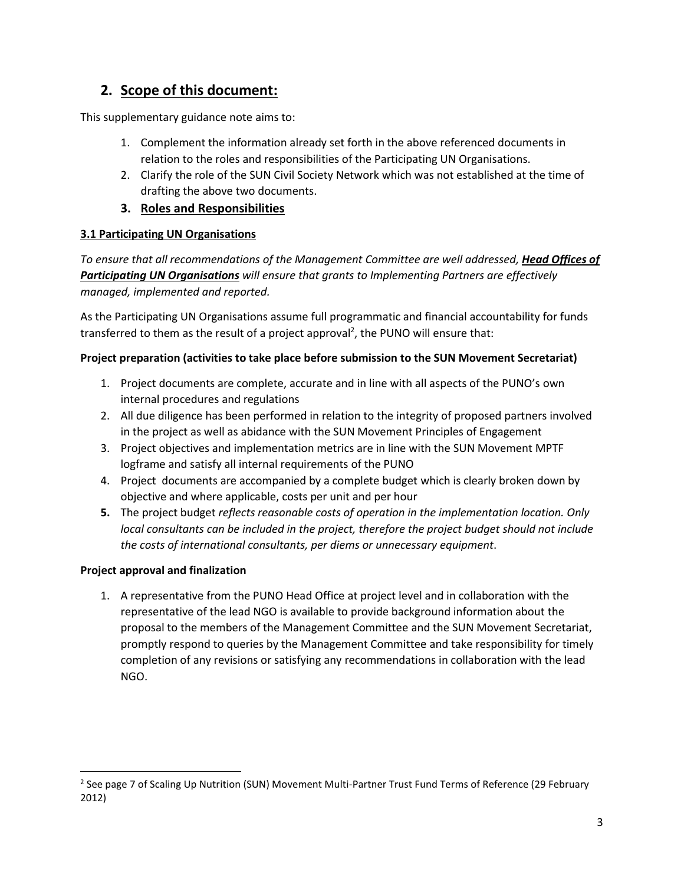## 2. Scope of this document:

This supplementary guidance note aims to:

1. Complement the information already set forth in the above referenced documents in relation to the roles and responsibilities of the Participating UN Organisations.
2. Clarify the role of the SUN Civil Society Network which was not established at the time of drafting the above two documents.

## 3. Roles and Responsibilities

### 3.1 Participating UN Organisations

*To ensure that all recommendations of the Management Committee are well addressed, **Head Offices of Participating UN Organisations** will ensure that grants to Implementing Partners are effectively managed, implemented and reported.*

As the Participating UN Organisations assume full programmatic and financial accountability for funds transferred to them as the result of a project approval[2], the PUNO will ensure that:

**Project preparation (activities to take place before submission to the SUN Movement Secretariat)**

1. Project documents are complete, accurate and in line with all aspects of the PUNO's own internal procedures and regulations
2. All due diligence has been performed in relation to the integrity of proposed partners involved in the project as well as abidance with the SUN Movement Principles of Engagement
3. Project objectives and implementation metrics are in line with the SUN Movement MPTF logframe and satisfy all internal requirements of the PUNO
4. Project documents are accompanied by a complete budget which is clearly broken down by objective and where applicable, costs per unit and per hour
5. The project budget *reflects reasonable costs of operation in the implementation location. Only local consultants can be included in the project, therefore the project budget should not include the costs of international consultants, per diems or unnecessary equipment*.

**Project approval and finalization**

1. A representative from the PUNO Head Office at project level and in collaboration with the representative of the lead NGO is available to provide background information about the proposal to the members of the Management Committee and the SUN Movement Secretariat, promptly respond to queries by the Management Committee and take responsibility for timely completion of any revisions or satisfying any recommendations in collaboration with the lead NGO.

---

[2] See page 7 of Scaling Up Nutrition (SUN) Movement Multi-Partner Trust Fund Terms of Reference (29 February 2012)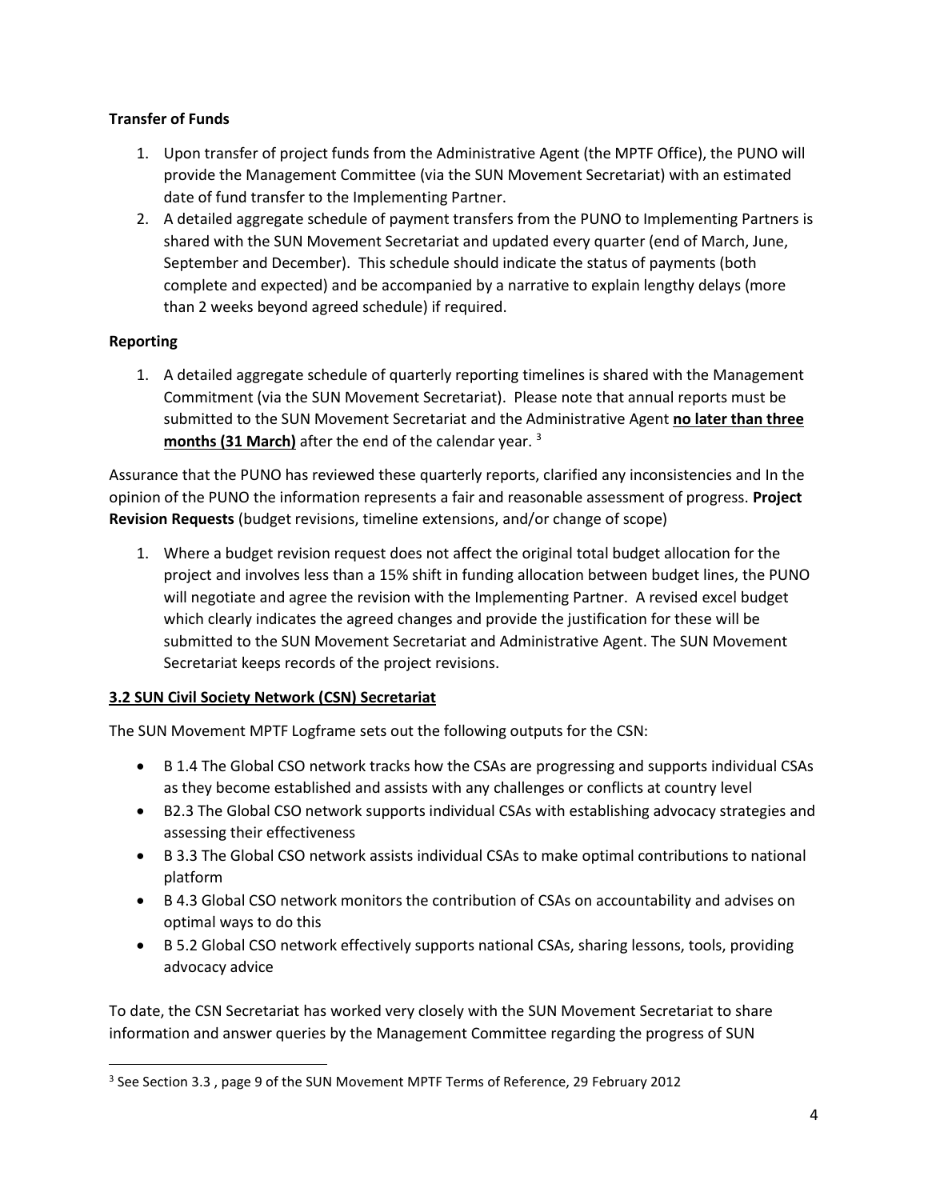**Transfer of Funds**

1. Upon transfer of project funds from the Administrative Agent (the MPTF Office), the PUNO will provide the Management Committee (via the SUN Movement Secretariat) with an estimated date of fund transfer to the Implementing Partner.
2. A detailed aggregate schedule of payment transfers from the PUNO to Implementing Partners is shared with the SUN Movement Secretariat and updated every quarter (end of March, June, September and December). This schedule should indicate the status of payments (both complete and expected) and be accompanied by a narrative to explain lengthy delays (more than 2 weeks beyond agreed schedule) if required.

**Reporting**

1. A detailed aggregate schedule of quarterly reporting timelines is shared with the Management Commitment (via the SUN Movement Secretariat). Please note that annual reports must be submitted to the SUN Movement Secretariat and the Administrative Agent **<u>no later than three months (31 March)</u>** after the end of the calendar year. [3]

Assurance that the PUNO has reviewed these quarterly reports, clarified any inconsistencies and In the opinion of the PUNO the information represents a fair and reasonable assessment of progress. **Project Revision Requests** (budget revisions, timeline extensions, and/or change of scope)

1. Where a budget revision request does not affect the original total budget allocation for the project and involves less than a 15% shift in funding allocation between budget lines, the PUNO will negotiate and agree the revision with the Implementing Partner. A revised excel budget which clearly indicates the agreed changes and provide the justification for these will be submitted to the SUN Movement Secretariat and Administrative Agent. The SUN Movement Secretariat keeps records of the project revisions.

**<u>3.2 SUN Civil Society Network (CSN) Secretariat</u>**

The SUN Movement MPTF Logframe sets out the following outputs for the CSN:

- B 1.4 The Global CSO network tracks how the CSAs are progressing and supports individual CSAs as they become established and assists with any challenges or conflicts at country level
- B2.3 The Global CSO network supports individual CSAs with establishing advocacy strategies and assessing their effectiveness
- B 3.3 The Global CSO network assists individual CSAs to make optimal contributions to national platform
- B 4.3 Global CSO network monitors the contribution of CSAs on accountability and advises on optimal ways to do this
- B 5.2 Global CSO network effectively supports national CSAs, sharing lessons, tools, providing advocacy advice

To date, the CSN Secretariat has worked very closely with the SUN Movement Secretariat to share information and answer queries by the Management Committee regarding the progress of SUN

---

[3] See Section 3.3 , page 9 of the SUN Movement MPTF Terms of Reference, 29 February 2012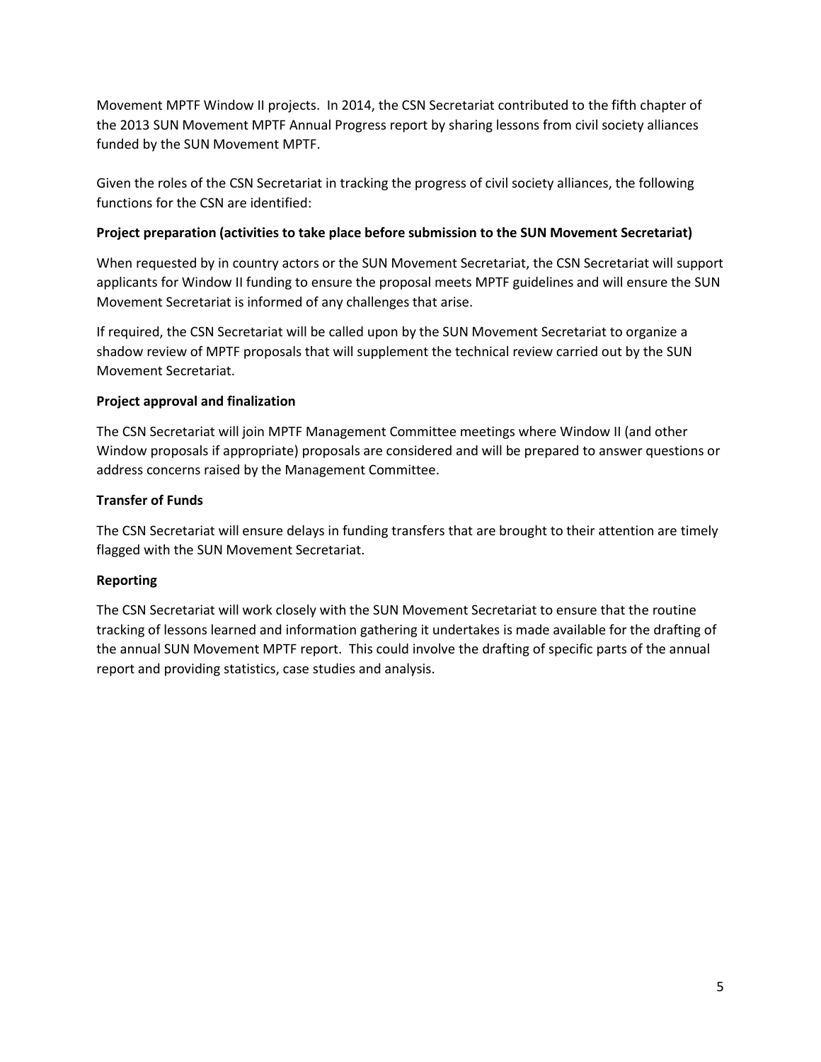Movement MPTF Window II projects. In 2014, the CSN Secretariat contributed to the fifth chapter of the 2013 SUN Movement MPTF Annual Progress report by sharing lessons from civil society alliances funded by the SUN Movement MPTF.

Given the roles of the CSN Secretariat in tracking the progress of civil society alliances, the following functions for the CSN are identified:

**Project preparation (activities to take place before submission to the SUN Movement Secretariat)**

When requested by in country actors or the SUN Movement Secretariat, the CSN Secretariat will support applicants for Window II funding to ensure the proposal meets MPTF guidelines and will ensure the SUN Movement Secretariat is informed of any challenges that arise.

If required, the CSN Secretariat will be called upon by the SUN Movement Secretariat to organize a shadow review of MPTF proposals that will supplement the technical review carried out by the SUN Movement Secretariat.

**Project approval and finalization**

The CSN Secretariat will join MPTF Management Committee meetings where Window II (and other Window proposals if appropriate) proposals are considered and will be prepared to answer questions or address concerns raised by the Management Committee.

**Transfer of Funds**

The CSN Secretariat will ensure delays in funding transfers that are brought to their attention are timely flagged with the SUN Movement Secretariat.

**Reporting**

The CSN Secretariat will work closely with the SUN Movement Secretariat to ensure that the routine tracking of lessons learned and information gathering it undertakes is made available for the drafting of the annual SUN Movement MPTF report. This could involve the drafting of specific parts of the annual report and providing statistics, case studies and analysis.